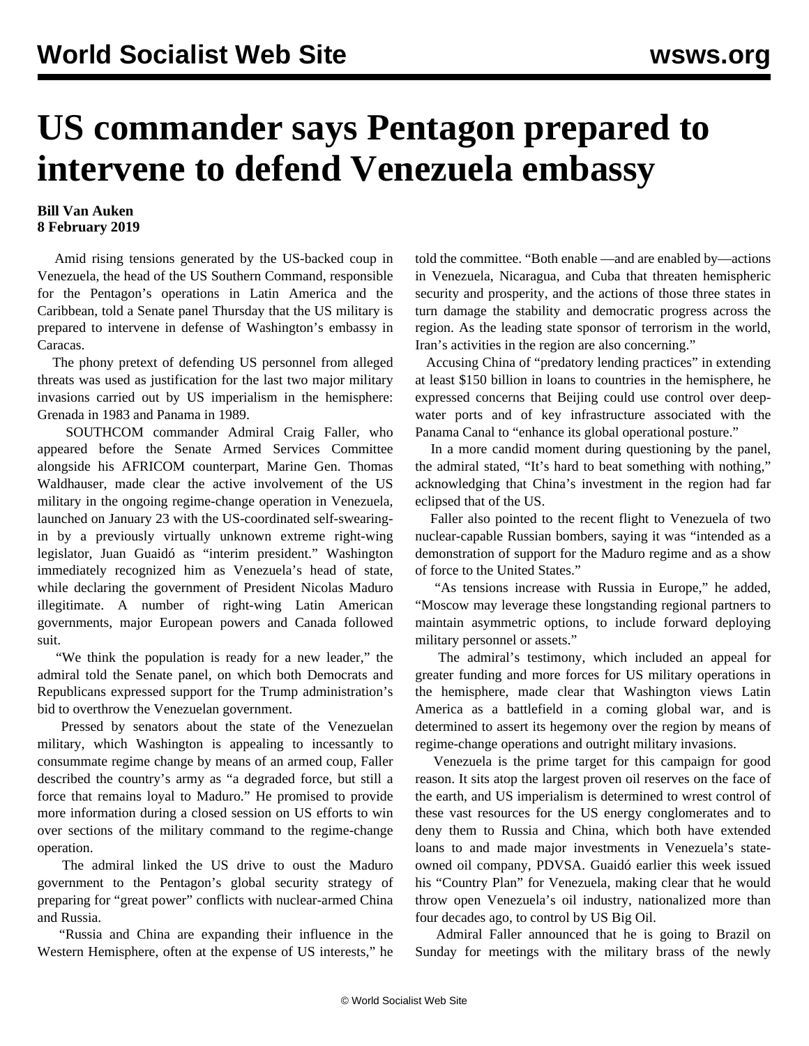# US commander says Pentagon prepared to intervene to defend Venezuela embassy

**Bill Van Auken**
**8 February 2019**

Amid rising tensions generated by the US-backed coup in Venezuela, the head of the US Southern Command, responsible for the Pentagon's operations in Latin America and the Caribbean, told a Senate panel Thursday that the US military is prepared to intervene in defense of Washington's embassy in Caracas.

The phony pretext of defending US personnel from alleged threats was used as justification for the last two major military invasions carried out by US imperialism in the hemisphere: Grenada in 1983 and Panama in 1989.

SOUTHCOM commander Admiral Craig Faller, who appeared before the Senate Armed Services Committee alongside his AFRICOM counterpart, Marine Gen. Thomas Waldhauser, made clear the active involvement of the US military in the ongoing regime-change operation in Venezuela, launched on January 23 with the US-coordinated self-swearing-in by a previously virtually unknown extreme right-wing legislator, Juan Guaidó as "interim president." Washington immediately recognized him as Venezuela's head of state, while declaring the government of President Nicolas Maduro illegitimate. A number of right-wing Latin American governments, major European powers and Canada followed suit.

"We think the population is ready for a new leader," the admiral told the Senate panel, on which both Democrats and Republicans expressed support for the Trump administration's bid to overthrow the Venezuelan government.

Pressed by senators about the state of the Venezuelan military, which Washington is appealing to incessantly to consummate regime change by means of an armed coup, Faller described the country's army as "a degraded force, but still a force that remains loyal to Maduro." He promised to provide more information during a closed session on US efforts to win over sections of the military command to the regime-change operation.

The admiral linked the US drive to oust the Maduro government to the Pentagon's global security strategy of preparing for "great power" conflicts with nuclear-armed China and Russia.

"Russia and China are expanding their influence in the Western Hemisphere, often at the expense of US interests," he told the committee. "Both enable —and are enabled by—actions in Venezuela, Nicaragua, and Cuba that threaten hemispheric security and prosperity, and the actions of those three states in turn damage the stability and democratic progress across the region. As the leading state sponsor of terrorism in the world, Iran's activities in the region are also concerning."

Accusing China of "predatory lending practices" in extending at least \$150 billion in loans to countries in the hemisphere, he expressed concerns that Beijing could use control over deep-water ports and of key infrastructure associated with the Panama Canal to "enhance its global operational posture."

In a more candid moment during questioning by the panel, the admiral stated, "It's hard to beat something with nothing," acknowledging that China's investment in the region had far eclipsed that of the US.

Faller also pointed to the recent flight to Venezuela of two nuclear-capable Russian bombers, saying it was "intended as a demonstration of support for the Maduro regime and as a show of force to the United States."

"As tensions increase with Russia in Europe," he added, "Moscow may leverage these longstanding regional partners to maintain asymmetric options, to include forward deploying military personnel or assets."

The admiral's testimony, which included an appeal for greater funding and more forces for US military operations in the hemisphere, made clear that Washington views Latin America as a battlefield in a coming global war, and is determined to assert its hegemony over the region by means of regime-change operations and outright military invasions.

Venezuela is the prime target for this campaign for good reason. It sits atop the largest proven oil reserves on the face of the earth, and US imperialism is determined to wrest control of these vast resources for the US energy conglomerates and to deny them to Russia and China, which both have extended loans to and made major investments in Venezuela's state-owned oil company, PDVSA. Guaidó earlier this week issued his "Country Plan" for Venezuela, making clear that he would throw open Venezuela's oil industry, nationalized more than four decades ago, to control by US Big Oil.

Admiral Faller announced that he is going to Brazil on Sunday for meetings with the military brass of the newly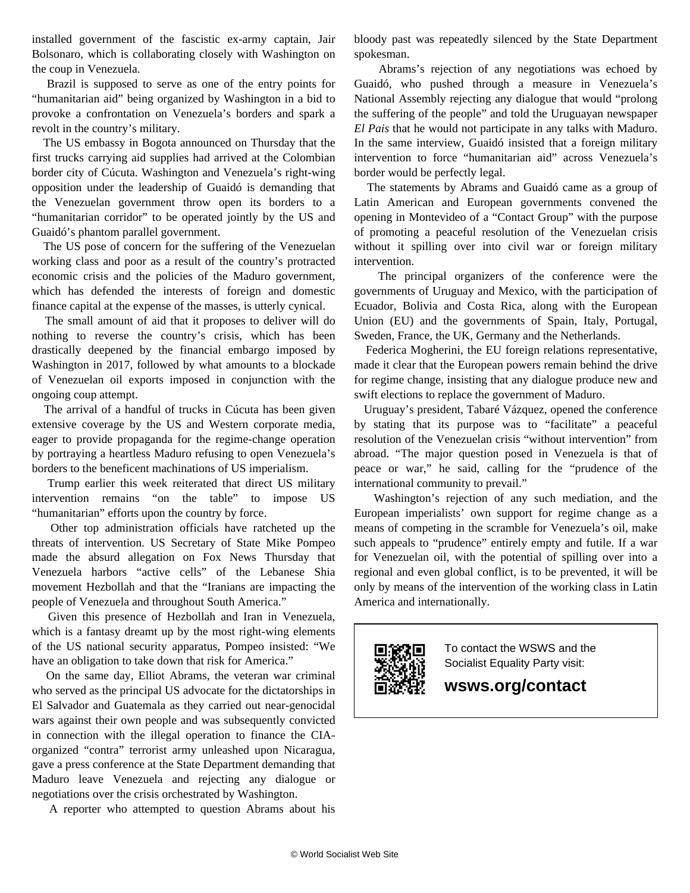installed government of the fascistic ex-army captain, Jair Bolsonaro, which is collaborating closely with Washington on the coup in Venezuela.

Brazil is supposed to serve as one of the entry points for "humanitarian aid" being organized by Washington in a bid to provoke a confrontation on Venezuela's borders and spark a revolt in the country's military.

The US embassy in Bogota announced on Thursday that the first trucks carrying aid supplies had arrived at the Colombian border city of Cúcuta. Washington and Venezuela's right-wing opposition under the leadership of Guaidó is demanding that the Venezuelan government throw open its borders to a "humanitarian corridor" to be operated jointly by the US and Guaidó's phantom parallel government.

The US pose of concern for the suffering of the Venezuelan working class and poor as a result of the country's protracted economic crisis and the policies of the Maduro government, which has defended the interests of foreign and domestic finance capital at the expense of the masses, is utterly cynical.

The small amount of aid that it proposes to deliver will do nothing to reverse the country's crisis, which has been drastically deepened by the financial embargo imposed by Washington in 2017, followed by what amounts to a blockade of Venezuelan oil exports imposed in conjunction with the ongoing coup attempt.

The arrival of a handful of trucks in Cúcuta has been given extensive coverage by the US and Western corporate media, eager to provide propaganda for the regime-change operation by portraying a heartless Maduro refusing to open Venezuela's borders to the beneficent machinations of US imperialism.

Trump earlier this week reiterated that direct US military intervention remains "on the table" to impose US "humanitarian" efforts upon the country by force.

Other top administration officials have ratcheted up the threats of intervention. US Secretary of State Mike Pompeo made the absurd allegation on Fox News Thursday that Venezuela harbors "active cells" of the Lebanese Shia movement Hezbollah and that the "Iranians are impacting the people of Venezuela and throughout South America."

Given this presence of Hezbollah and Iran in Venezuela, which is a fantasy dreamt up by the most right-wing elements of the US national security apparatus, Pompeo insisted: "We have an obligation to take down that risk for America."

On the same day, Elliot Abrams, the veteran war criminal who served as the principal US advocate for the dictatorships in El Salvador and Guatemala as they carried out near-genocidal wars against their own people and was subsequently convicted in connection with the illegal operation to finance the CIA-organized "contra" terrorist army unleashed upon Nicaragua, gave a press conference at the State Department demanding that Maduro leave Venezuela and rejecting any dialogue or negotiations over the crisis orchestrated by Washington.

A reporter who attempted to question Abrams about his bloody past was repeatedly silenced by the State Department spokesman.

Abrams's rejection of any negotiations was echoed by Guaidó, who pushed through a measure in Venezuela's National Assembly rejecting any dialogue that would "prolong the suffering of the people" and told the Uruguayan newspaper *El Pais* that he would not participate in any talks with Maduro. In the same interview, Guaidó insisted that a foreign military intervention to force "humanitarian aid" across Venezuela's border would be perfectly legal.

The statements by Abrams and Guaidó came as a group of Latin American and European governments convened the opening in Montevideo of a "Contact Group" with the purpose of promoting a peaceful resolution of the Venezuelan crisis without it spilling over into civil war or foreign military intervention.

The principal organizers of the conference were the governments of Uruguay and Mexico, with the participation of Ecuador, Bolivia and Costa Rica, along with the European Union (EU) and the governments of Spain, Italy, Portugal, Sweden, France, the UK, Germany and the Netherlands.

Federica Mogherini, the EU foreign relations representative, made it clear that the European powers remain behind the drive for regime change, insisting that any dialogue produce new and swift elections to replace the government of Maduro.

Uruguay's president, Tabaré Vázquez, opened the conference by stating that its purpose was to "facilitate" a peaceful resolution of the Venezuelan crisis "without intervention" from abroad. "The major question posed in Venezuela is that of peace or war," he said, calling for the "prudence of the international community to prevail."

Washington's rejection of any such mediation, and the European imperialists' own support for regime change as a means of competing in the scramble for Venezuela's oil, make such appeals to "prudence" entirely empty and futile. If a war for Venezuelan oil, with the potential of spilling over into a regional and even global conflict, is to be prevented, it will be only by means of the intervention of the working class in Latin America and internationally.

To contact the WSWS and the Socialist Equality Party visit:

**wsws.org/contact**